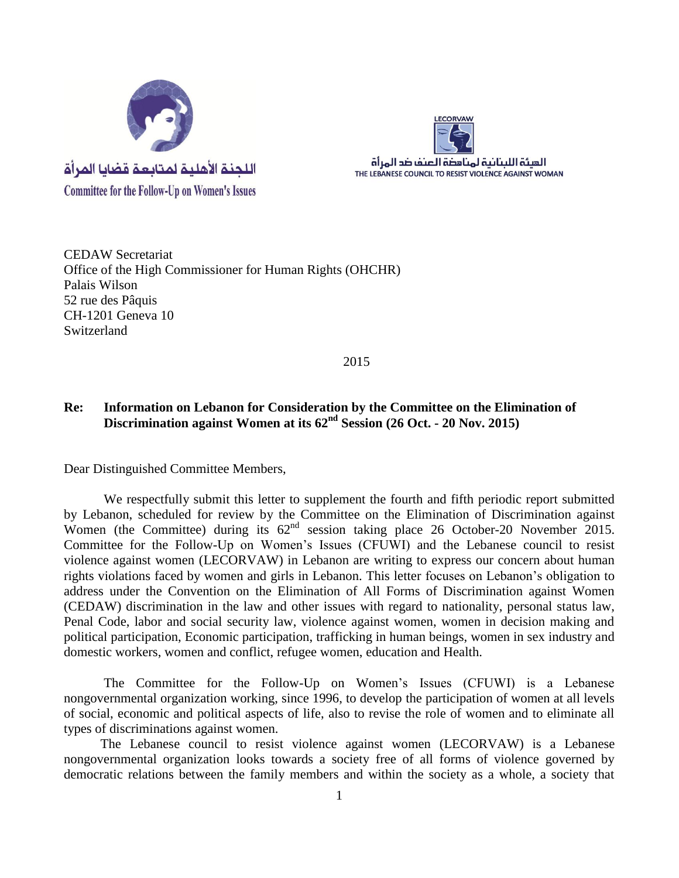اللجنة الأهلية لمتابعة قضايا المرأة
Committee for the Follow-Up on Women's Issues

LECORVAW
الهيئة اللبنانية لمناهضة العنف ضد المرأة
THE LEBANESE COUNCIL TO RESIST VIOLENCE AGAINST WOMAN

CEDAW Secretariat
Office of the High Commissioner for Human Rights (OHCHR)
Palais Wilson
52 rue des Pâquis
CH-1201 Geneva 10
Switzerland

2015

**Re: Information on Lebanon for Consideration by the Committee on the Elimination of Discrimination against Women at its 62nd Session (26 Oct. - 20 Nov. 2015)**

Dear Distinguished Committee Members,

We respectfully submit this letter to supplement the fourth and fifth periodic report submitted by Lebanon, scheduled for review by the Committee on the Elimination of Discrimination against Women (the Committee) during its 62nd session taking place 26 October-20 November 2015. Committee for the Follow-Up on Women's Issues (CFUWI) and the Lebanese council to resist violence against women (LECORVAW) in Lebanon are writing to express our concern about human rights violations faced by women and girls in Lebanon. This letter focuses on Lebanon's obligation to address under the Convention on the Elimination of All Forms of Discrimination against Women (CEDAW) discrimination in the law and other issues with regard to nationality, personal status law, Penal Code, labor and social security law, violence against women, women in decision making and political participation, Economic participation, trafficking in human beings, women in sex industry and domestic workers, women and conflict, refugee women, education and Health.

The Committee for the Follow-Up on Women's Issues (CFUWI) is a Lebanese nongovernmental organization working, since 1996, to develop the participation of women at all levels of social, economic and political aspects of life, also to revise the role of women and to eliminate all types of discriminations against women.

The Lebanese council to resist violence against women (LECORVAW) is a Lebanese nongovernmental organization looks towards a society free of all forms of violence governed by democratic relations between the family members and within the society as a whole, a society that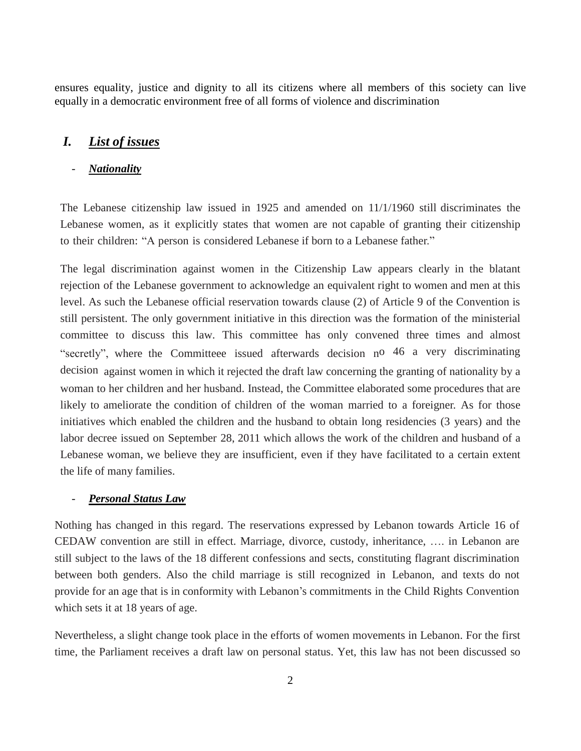ensures equality, justice and dignity to all its citizens where all members of this society can live equally in a democratic environment free of all forms of violence and discrimination

## *I. List of issues*

- ***Nationality***

The Lebanese citizenship law issued in 1925 and amended on 11/1/1960 still discriminates the Lebanese women, as it explicitly states that women are not capable of granting their citizenship to their children: "A person is considered Lebanese if born to a Lebanese father."

The legal discrimination against women in the Citizenship Law appears clearly in the blatant rejection of the Lebanese government to acknowledge an equivalent right to women and men at this level. As such the Lebanese official reservation towards clause (2) of Article 9 of the Convention is still persistent. The only government initiative in this direction was the formation of the ministerial committee to discuss this law. This committee has only convened three times and almost "secretly", where the Committeee issued afterwards decision no 46 a very discriminating decision against women in which it rejected the draft law concerning the granting of nationality by a woman to her children and her husband. Instead, the Committee elaborated some procedures that are likely to ameliorate the condition of children of the woman married to a foreigner. As for those initiatives which enabled the children and the husband to obtain long residencies (3 years) and the labor decree issued on September 28, 2011 which allows the work of the children and husband of a Lebanese woman, we believe they are insufficient, even if they have facilitated to a certain extent the life of many families.

- ***Personal Status Law***

Nothing has changed in this regard. The reservations expressed by Lebanon towards Article 16 of CEDAW convention are still in effect. Marriage, divorce, custody, inheritance, …. in Lebanon are still subject to the laws of the 18 different confessions and sects, constituting flagrant discrimination between both genders. Also the child marriage is still recognized in Lebanon, and texts do not provide for an age that is in conformity with Lebanon's commitments in the Child Rights Convention which sets it at 18 years of age.

Nevertheless, a slight change took place in the efforts of women movements in Lebanon. For the first time, the Parliament receives a draft law on personal status. Yet, this law has not been discussed so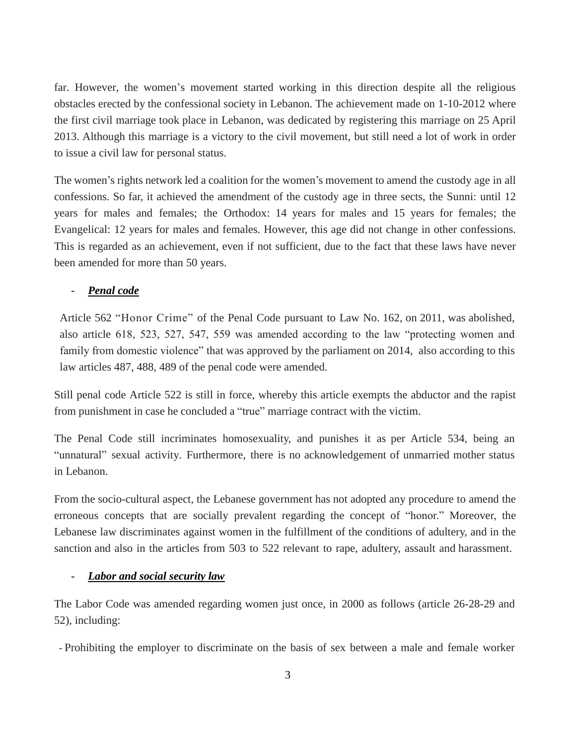far. However, the women's movement started working in this direction despite all the religious obstacles erected by the confessional society in Lebanon. The achievement made on 1-10-2012 where the first civil marriage took place in Lebanon, was dedicated by registering this marriage on 25 April 2013. Although this marriage is a victory to the civil movement, but still need a lot of work in order to issue a civil law for personal status.

The women's rights network led a coalition for the women's movement to amend the custody age in all confessions. So far, it achieved the amendment of the custody age in three sects, the Sunni: until 12 years for males and females; the Orthodox: 14 years for males and 15 years for females; the Evangelical: 12 years for males and females. However, this age did not change in other confessions. This is regarded as an achievement, even if not sufficient, due to the fact that these laws have never been amended for more than 50 years.

- ***Penal code***

Article 562 "Honor Crime" of the Penal Code pursuant to Law No. 162, on 2011, was abolished, also article 618, 523, 527, 547, 559 was amended according to the law "protecting women and family from domestic violence" that was approved by the parliament on 2014, also according to this law articles 487, 488, 489 of the penal code were amended.

Still penal code Article 522 is still in force, whereby this article exempts the abductor and the rapist from punishment in case he concluded a "true" marriage contract with the victim.

The Penal Code still incriminates homosexuality, and punishes it as per Article 534, being an "unnatural" sexual activity. Furthermore, there is no acknowledgement of unmarried mother status in Lebanon.

From the socio-cultural aspect, the Lebanese government has not adopted any procedure to amend the erroneous concepts that are socially prevalent regarding the concept of "honor." Moreover, the Lebanese law discriminates against women in the fulfillment of the conditions of adultery, and in the sanction and also in the articles from 503 to 522 relevant to rape, adultery, assault and harassment.

- ***Labor and social security law***

The Labor Code was amended regarding women just once, in 2000 as follows (article 26-28-29 and 52), including:

- Prohibiting the employer to discriminate on the basis of sex between a male and female worker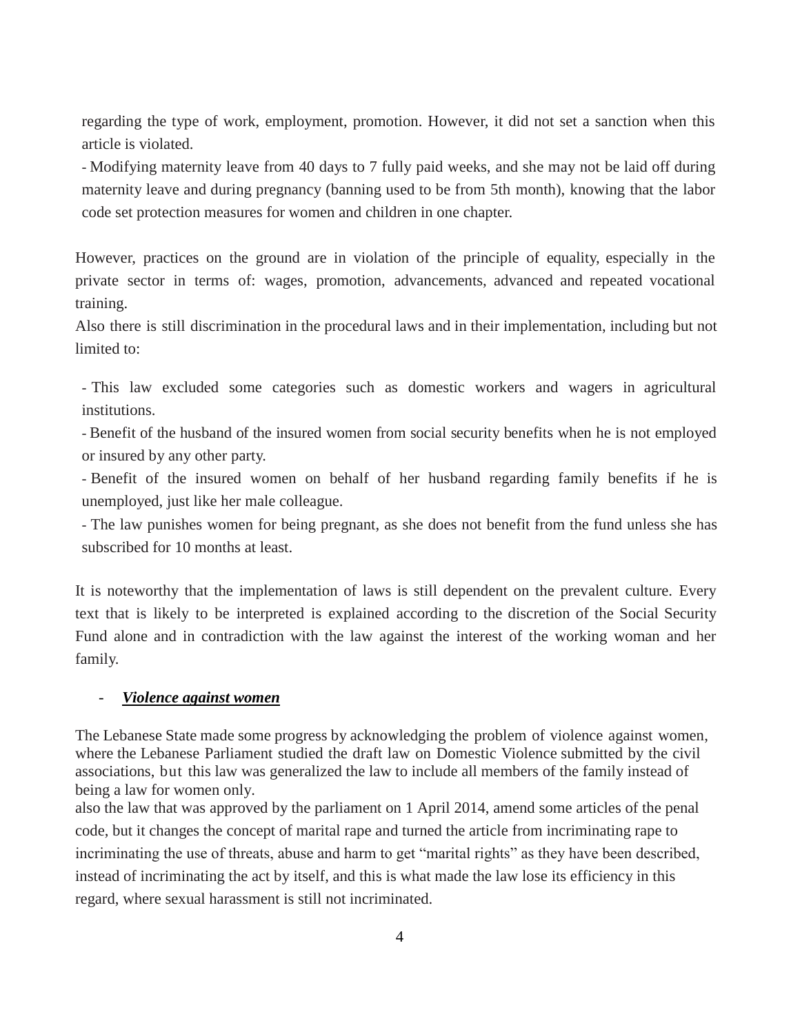regarding the type of work, employment, promotion. However, it did not set a sanction when this article is violated.

- Modifying maternity leave from 40 days to 7 fully paid weeks, and she may not be laid off during maternity leave and during pregnancy (banning used to be from 5th month), knowing that the labor code set protection measures for women and children in one chapter.

However, practices on the ground are in violation of the principle of equality, especially in the private sector in terms of: wages, promotion, advancements, advanced and repeated vocational training.

Also there is still discrimination in the procedural laws and in their implementation, including but not limited to:

- This law excluded some categories such as domestic workers and wagers in agricultural institutions.
- Benefit of the husband of the insured women from social security benefits when he is not employed or insured by any other party.
- Benefit of the insured women on behalf of her husband regarding family benefits if he is unemployed, just like her male colleague.
- The law punishes women for being pregnant, as she does not benefit from the fund unless she has subscribed for 10 months at least.

It is noteworthy that the implementation of laws is still dependent on the prevalent culture. Every text that is likely to be interpreted is explained according to the discretion of the Social Security Fund alone and in contradiction with the law against the interest of the working woman and her family.

- ***Violence against women***

The Lebanese State made some progress by acknowledging the problem of violence against women, where the Lebanese Parliament studied the draft law on Domestic Violence submitted by the civil associations, but this law was generalized the law to include all members of the family instead of being a law for women only.

also the law that was approved by the parliament on 1 April 2014, amend some articles of the penal code, but it changes the concept of marital rape and turned the article from incriminating rape to incriminating the use of threats, abuse and harm to get "marital rights" as they have been described, instead of incriminating the act by itself, and this is what made the law lose its efficiency in this regard, where sexual harassment is still not incriminated.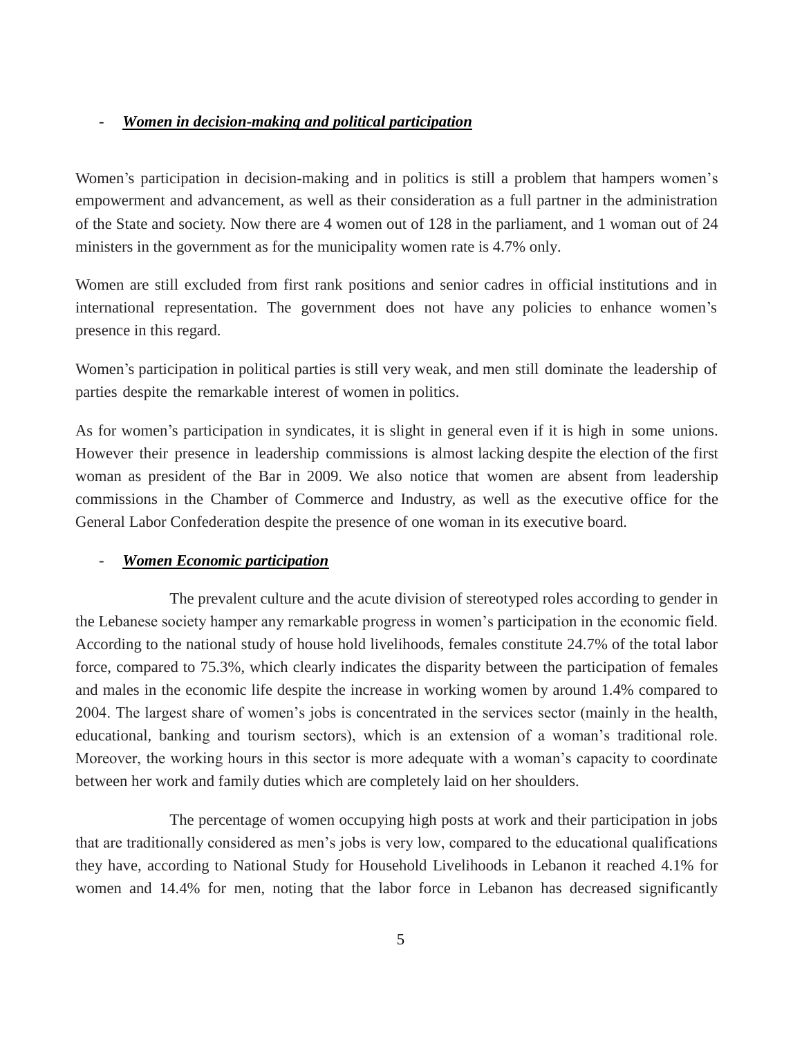- ***Women in decision-making and political participation***

Women's participation in decision-making and in politics is still a problem that hampers women's empowerment and advancement, as well as their consideration as a full partner in the administration of the State and society. Now there are 4 women out of 128 in the parliament, and 1 woman out of 24 ministers in the government as for the municipality women rate is 4.7% only.

Women are still excluded from first rank positions and senior cadres in official institutions and in international representation. The government does not have any policies to enhance women's presence in this regard.

Women's participation in political parties is still very weak, and men still dominate the leadership of parties despite the remarkable interest of women in politics.

As for women's participation in syndicates, it is slight in general even if it is high in some unions. However their presence in leadership commissions is almost lacking despite the election of the first woman as president of the Bar in 2009. We also notice that women are absent from leadership commissions in the Chamber of Commerce and Industry, as well as the executive office for the General Labor Confederation despite the presence of one woman in its executive board.

- ***Women Economic participation***

The prevalent culture and the acute division of stereotyped roles according to gender in the Lebanese society hamper any remarkable progress in women's participation in the economic field. According to the national study of house hold livelihoods, females constitute 24.7% of the total labor force, compared to 75.3%, which clearly indicates the disparity between the participation of females and males in the economic life despite the increase in working women by around 1.4% compared to 2004. The largest share of women's jobs is concentrated in the services sector (mainly in the health, educational, banking and tourism sectors), which is an extension of a woman's traditional role. Moreover, the working hours in this sector is more adequate with a woman's capacity to coordinate between her work and family duties which are completely laid on her shoulders.

The percentage of women occupying high posts at work and their participation in jobs that are traditionally considered as men's jobs is very low, compared to the educational qualifications they have, according to National Study for Household Livelihoods in Lebanon it reached 4.1% for women and 14.4% for men, noting that the labor force in Lebanon has decreased significantly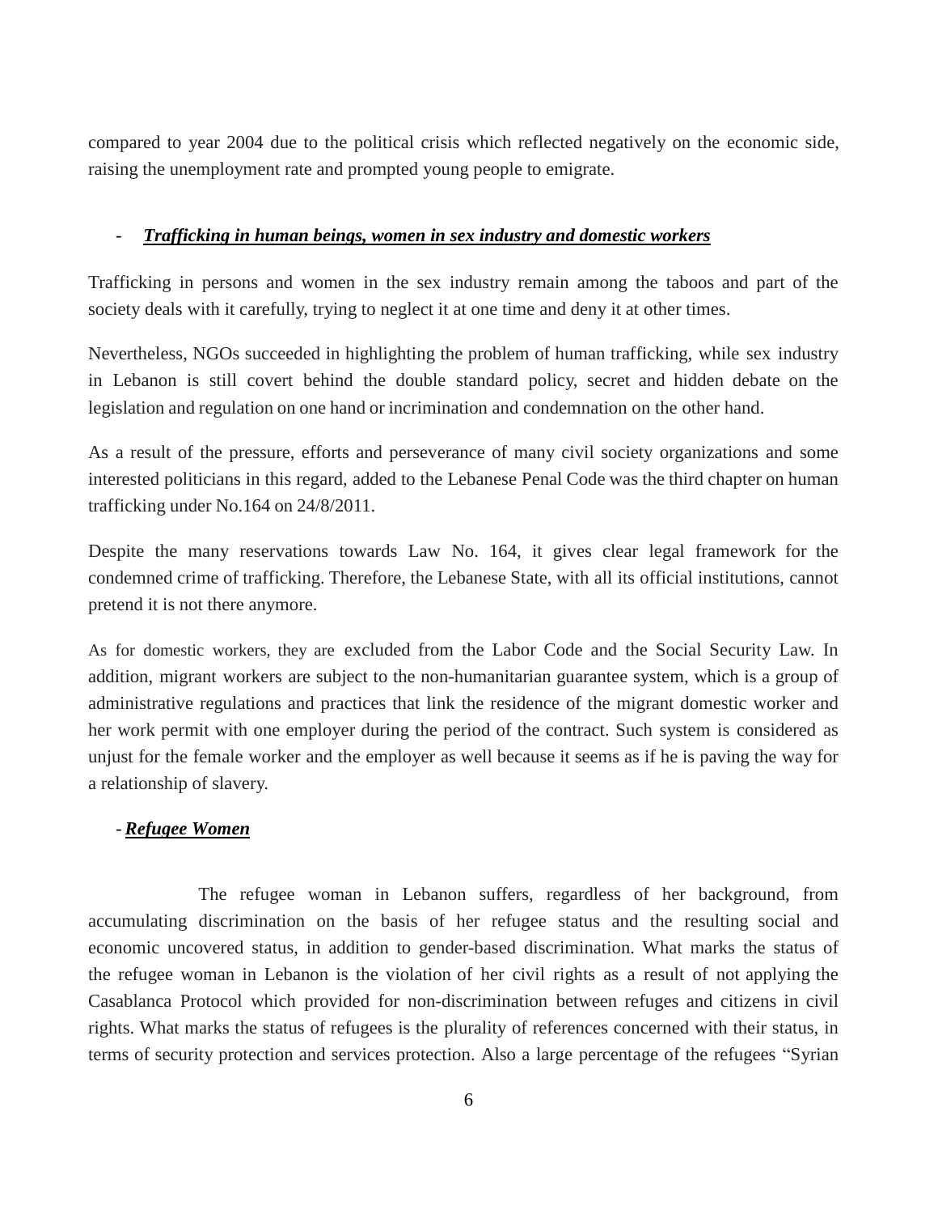compared to year 2004 due to the political crisis which reflected negatively on the economic side, raising the unemployment rate and prompted young people to emigrate.

- ***Trafficking in human beings, women in sex industry and domestic workers***

Trafficking in persons and women in the sex industry remain among the taboos and part of the society deals with it carefully, trying to neglect it at one time and deny it at other times.

Nevertheless, NGOs succeeded in highlighting the problem of human trafficking, while sex industry in Lebanon is still covert behind the double standard policy, secret and hidden debate on the legislation and regulation on one hand or incrimination and condemnation on the other hand.

As a result of the pressure, efforts and perseverance of many civil society organizations and some interested politicians in this regard, added to the Lebanese Penal Code was the third chapter on human trafficking under No.164 on 24/8/2011.

Despite the many reservations towards Law No. 164, it gives clear legal framework for the condemned crime of trafficking. Therefore, the Lebanese State, with all its official institutions, cannot pretend it is not there anymore.

As for domestic workers, they are excluded from the Labor Code and the Social Security Law. In addition, migrant workers are subject to the non-humanitarian guarantee system, which is a group of administrative regulations and practices that link the residence of the migrant domestic worker and her work permit with one employer during the period of the contract. Such system is considered as unjust for the female worker and the employer as well because it seems as if he is paving the way for a relationship of slavery.

- ***Refugee Women***

The refugee woman in Lebanon suffers, regardless of her background, from accumulating discrimination on the basis of her refugee status and the resulting social and economic uncovered status, in addition to gender-based discrimination. What marks the status of the refugee woman in Lebanon is the violation of her civil rights as a result of not applying the Casablanca Protocol which provided for non-discrimination between refuges and citizens in civil rights. What marks the status of refugees is the plurality of references concerned with their status, in terms of security protection and services protection. Also a large percentage of the refugees "Syrian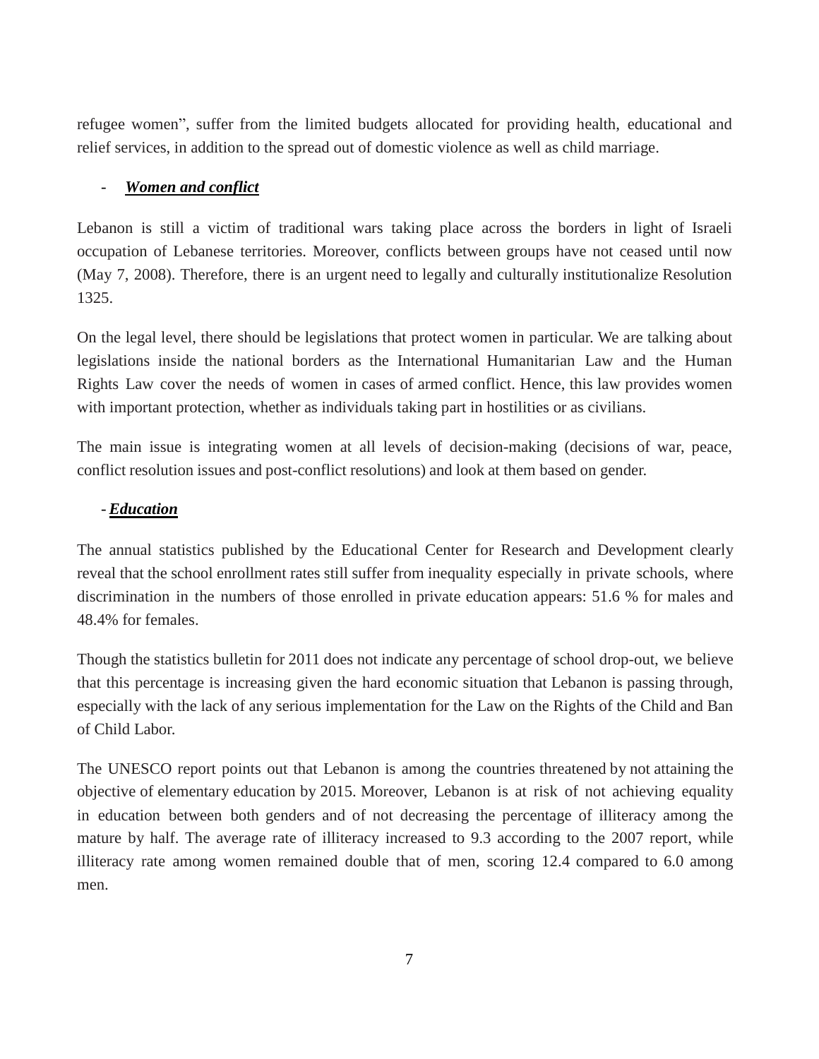refugee women", suffer from the limited budgets allocated for providing health, educational and relief services, in addition to the spread out of domestic violence as well as child marriage.

- ***Women and conflict***

Lebanon is still a victim of traditional wars taking place across the borders in light of Israeli occupation of Lebanese territories. Moreover, conflicts between groups have not ceased until now (May 7, 2008). Therefore, there is an urgent need to legally and culturally institutionalize Resolution 1325.

On the legal level, there should be legislations that protect women in particular. We are talking about legislations inside the national borders as the International Humanitarian Law and the Human Rights Law cover the needs of women in cases of armed conflict. Hence, this law provides women with important protection, whether as individuals taking part in hostilities or as civilians.

The main issue is integrating women at all levels of decision-making (decisions of war, peace, conflict resolution issues and post-conflict resolutions) and look at them based on gender.

- ***Education***

The annual statistics published by the Educational Center for Research and Development clearly reveal that the school enrollment rates still suffer from inequality especially in private schools, where discrimination in the numbers of those enrolled in private education appears: 51.6 % for males and 48.4% for females.

Though the statistics bulletin for 2011 does not indicate any percentage of school drop-out, we believe that this percentage is increasing given the hard economic situation that Lebanon is passing through, especially with the lack of any serious implementation for the Law on the Rights of the Child and Ban of Child Labor.

The UNESCO report points out that Lebanon is among the countries threatened by not attaining the objective of elementary education by 2015. Moreover, Lebanon is at risk of not achieving equality in education between both genders and of not decreasing the percentage of illiteracy among the mature by half. The average rate of illiteracy increased to 9.3 according to the 2007 report, while illiteracy rate among women remained double that of men, scoring 12.4 compared to 6.0 among men.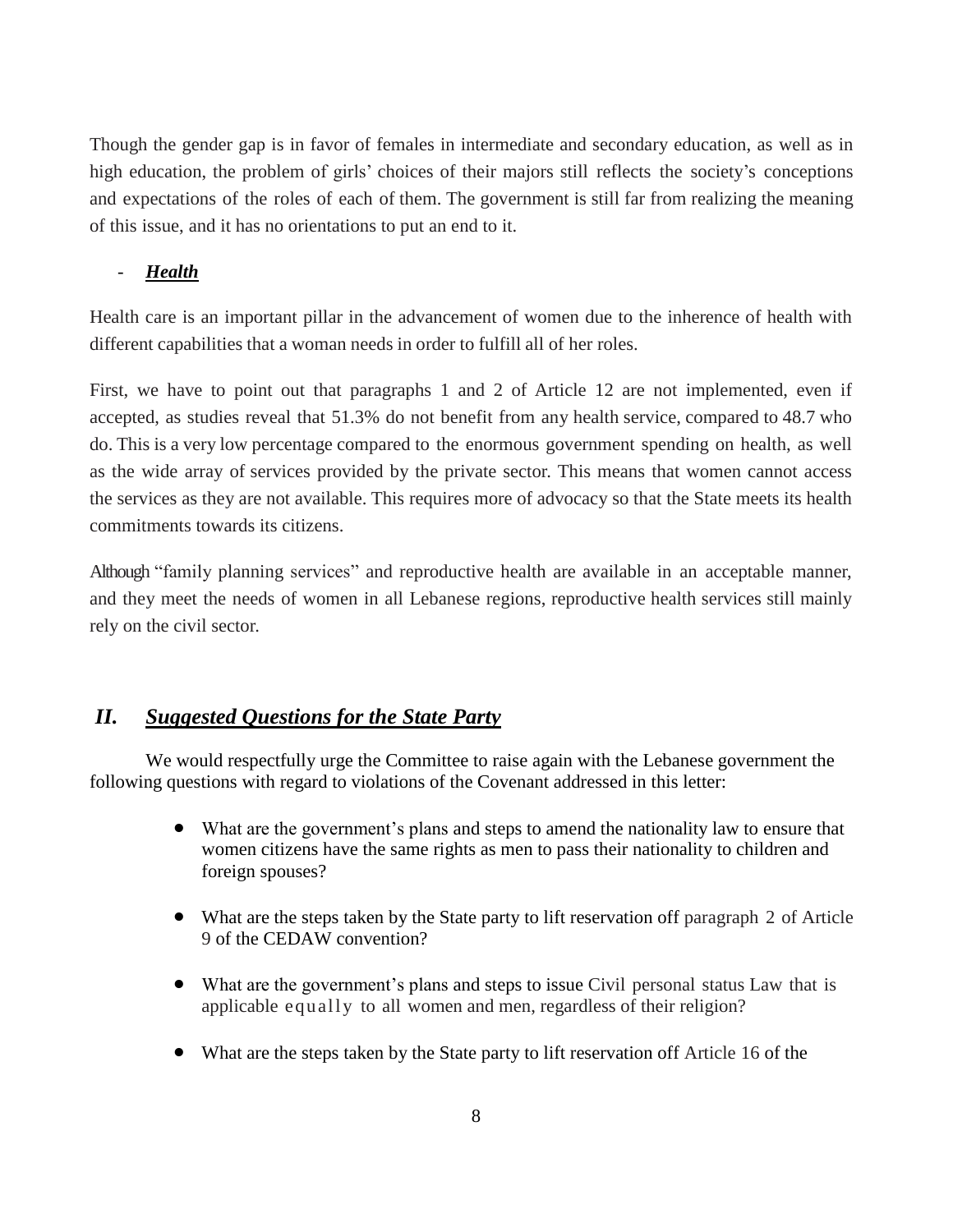Though the gender gap is in favor of females in intermediate and secondary education, as well as in high education, the problem of girls' choices of their majors still reflects the society's conceptions and expectations of the roles of each of them. The government is still far from realizing the meaning of this issue, and it has no orientations to put an end to it.

- ***Health***

Health care is an important pillar in the advancement of women due to the inherence of health with different capabilities that a woman needs in order to fulfill all of her roles.

First, we have to point out that paragraphs 1 and 2 of Article 12 are not implemented, even if accepted, as studies reveal that 51.3% do not benefit from any health service, compared to 48.7 who do. This is a very low percentage compared to the enormous government spending on health, as well as the wide array of services provided by the private sector. This means that women cannot access the services as they are not available. This requires more of advocacy so that the State meets its health commitments towards its citizens.

Although "family planning services" and reproductive health are available in an acceptable manner, and they meet the needs of women in all Lebanese regions, reproductive health services still mainly rely on the civil sector.

## *II. Suggested Questions for the State Party*

We would respectfully urge the Committee to raise again with the Lebanese government the following questions with regard to violations of the Covenant addressed in this letter:

- What are the government's plans and steps to amend the nationality law to ensure that women citizens have the same rights as men to pass their nationality to children and foreign spouses?
- What are the steps taken by the State party to lift reservation off paragraph 2 of Article 9 of the CEDAW convention?
- What are the government's plans and steps to issue Civil personal status Law that is applicable equally to all women and men, regardless of their religion?
- What are the steps taken by the State party to lift reservation off Article 16 of the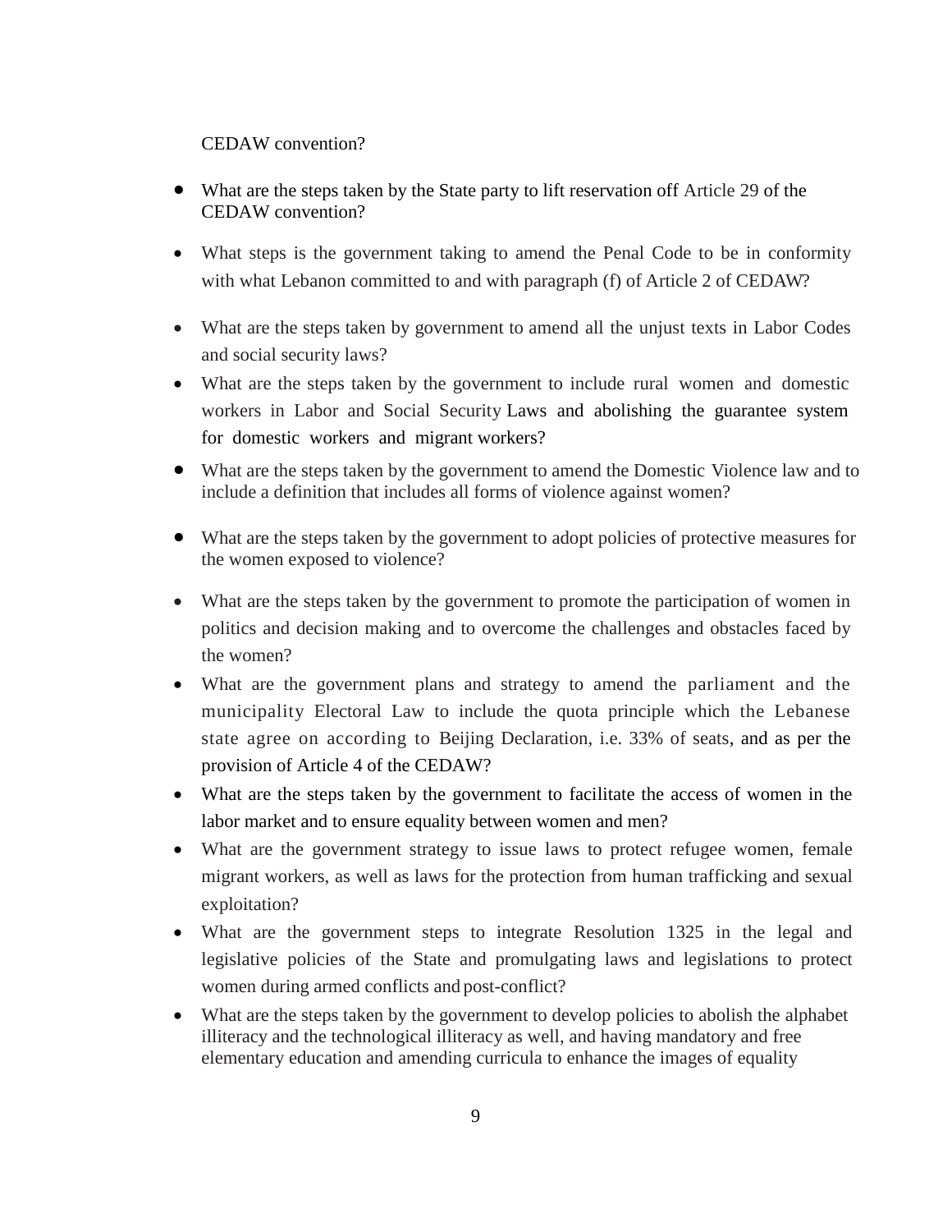CEDAW convention?

- What are the steps taken by the State party to lift reservation off Article 29 of the CEDAW convention?
- What steps is the government taking to amend the Penal Code to be in conformity with what Lebanon committed to and with paragraph (f) of Article 2 of CEDAW?
- What are the steps taken by government to amend all the unjust texts in Labor Codes and social security laws?
- What are the steps taken by the government to include rural women and domestic workers in Labor and Social Security Laws and abolishing the guarantee system for domestic workers and migrant workers?
- What are the steps taken by the government to amend the Domestic Violence law and to include a definition that includes all forms of violence against women?
- What are the steps taken by the government to adopt policies of protective measures for the women exposed to violence?
- What are the steps taken by the government to promote the participation of women in politics and decision making and to overcome the challenges and obstacles faced by the women?
- What are the government plans and strategy to amend the parliament and the municipality Electoral Law to include the quota principle which the Lebanese state agree on according to Beijing Declaration, i.e. 33% of seats, and as per the provision of Article 4 of the CEDAW?
- What are the steps taken by the government to facilitate the access of women in the labor market and to ensure equality between women and men?
- What are the government strategy to issue laws to protect refugee women, female migrant workers, as well as laws for the protection from human trafficking and sexual exploitation?
- What are the government steps to integrate Resolution 1325 in the legal and legislative policies of the State and promulgating laws and legislations to protect women during armed conflicts and post-conflict?
- What are the steps taken by the government to develop policies to abolish the alphabet illiteracy and the technological illiteracy as well, and having mandatory and free elementary education and amending curricula to enhance the images of equality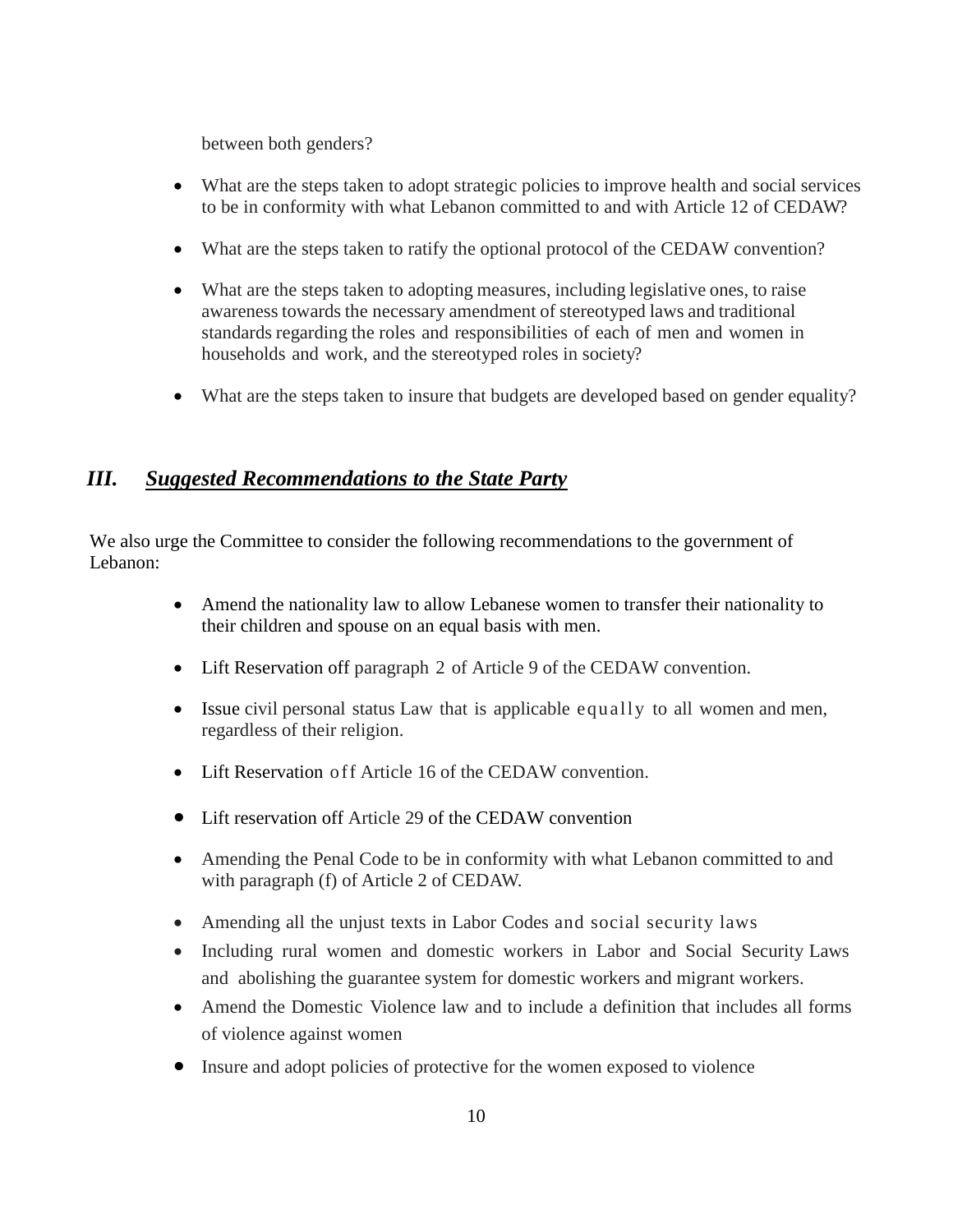between both genders?

- What are the steps taken to adopt strategic policies to improve health and social services to be in conformity with what Lebanon committed to and with Article 12 of CEDAW?
- What are the steps taken to ratify the optional protocol of the CEDAW convention?
- What are the steps taken to adopting measures, including legislative ones, to raise awareness towards the necessary amendment of stereotyped laws and traditional standards regarding the roles and responsibilities of each of men and women in households and work, and the stereotyped roles in society?
- What are the steps taken to insure that budgets are developed based on gender equality?

## III. *Suggested Recommendations to the State Party*

We also urge the Committee to consider the following recommendations to the government of Lebanon:

- Amend the nationality law to allow Lebanese women to transfer their nationality to their children and spouse on an equal basis with men.
- Lift Reservation off paragraph 2 of Article 9 of the CEDAW convention.
- Issue civil personal status Law that is applicable equally to all women and men, regardless of their religion.
- Lift Reservation off Article 16 of the CEDAW convention.
- Lift reservation off Article 29 of the CEDAW convention
- Amending the Penal Code to be in conformity with what Lebanon committed to and with paragraph (f) of Article 2 of CEDAW.
- Amending all the unjust texts in Labor Codes and social security laws
- Including rural women and domestic workers in Labor and Social Security Laws and abolishing the guarantee system for domestic workers and migrant workers.
- Amend the Domestic Violence law and to include a definition that includes all forms of violence against women
- Insure and adopt policies of protective for the women exposed to violence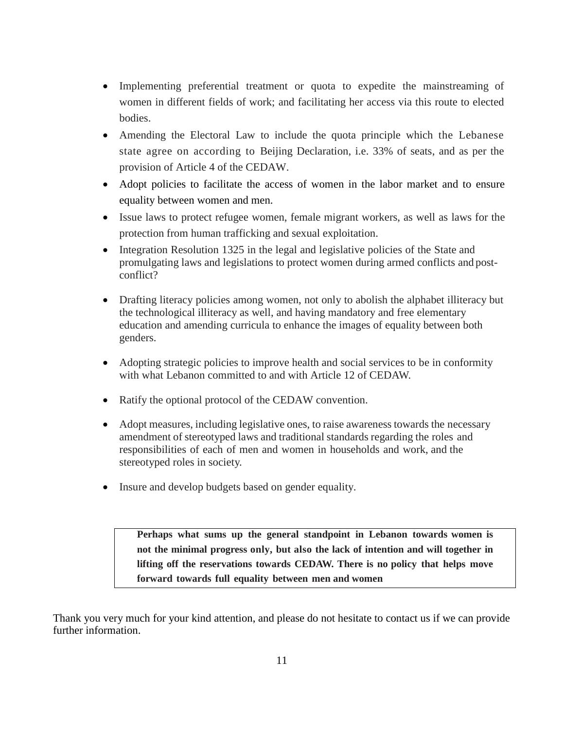- Implementing preferential treatment or quota to expedite the mainstreaming of women in different fields of work; and facilitating her access via this route to elected bodies.
- Amending the Electoral Law to include the quota principle which the Lebanese state agree on according to Beijing Declaration, i.e. 33% of seats, and as per the provision of Article 4 of the CEDAW.
- Adopt policies to facilitate the access of women in the labor market and to ensure equality between women and men.
- Issue laws to protect refugee women, female migrant workers, as well as laws for the protection from human trafficking and sexual exploitation.
- Integration Resolution 1325 in the legal and legislative policies of the State and promulgating laws and legislations to protect women during armed conflicts and post-conflict?
- Drafting literacy policies among women, not only to abolish the alphabet illiteracy but the technological illiteracy as well, and having mandatory and free elementary education and amending curricula to enhance the images of equality between both genders.
- Adopting strategic policies to improve health and social services to be in conformity with what Lebanon committed to and with Article 12 of CEDAW.
- Ratify the optional protocol of the CEDAW convention.
- Adopt measures, including legislative ones, to raise awareness towards the necessary amendment of stereotyped laws and traditional standards regarding the roles and responsibilities of each of men and women in households and work, and the stereotyped roles in society.
- Insure and develop budgets based on gender equality.

**Perhaps what sums up the general standpoint in Lebanon towards women is not the minimal progress only, but also the lack of intention and will together in lifting off the reservations towards CEDAW. There is no policy that helps move forward towards full equality between men and women**

Thank you very much for your kind attention, and please do not hesitate to contact us if we can provide further information.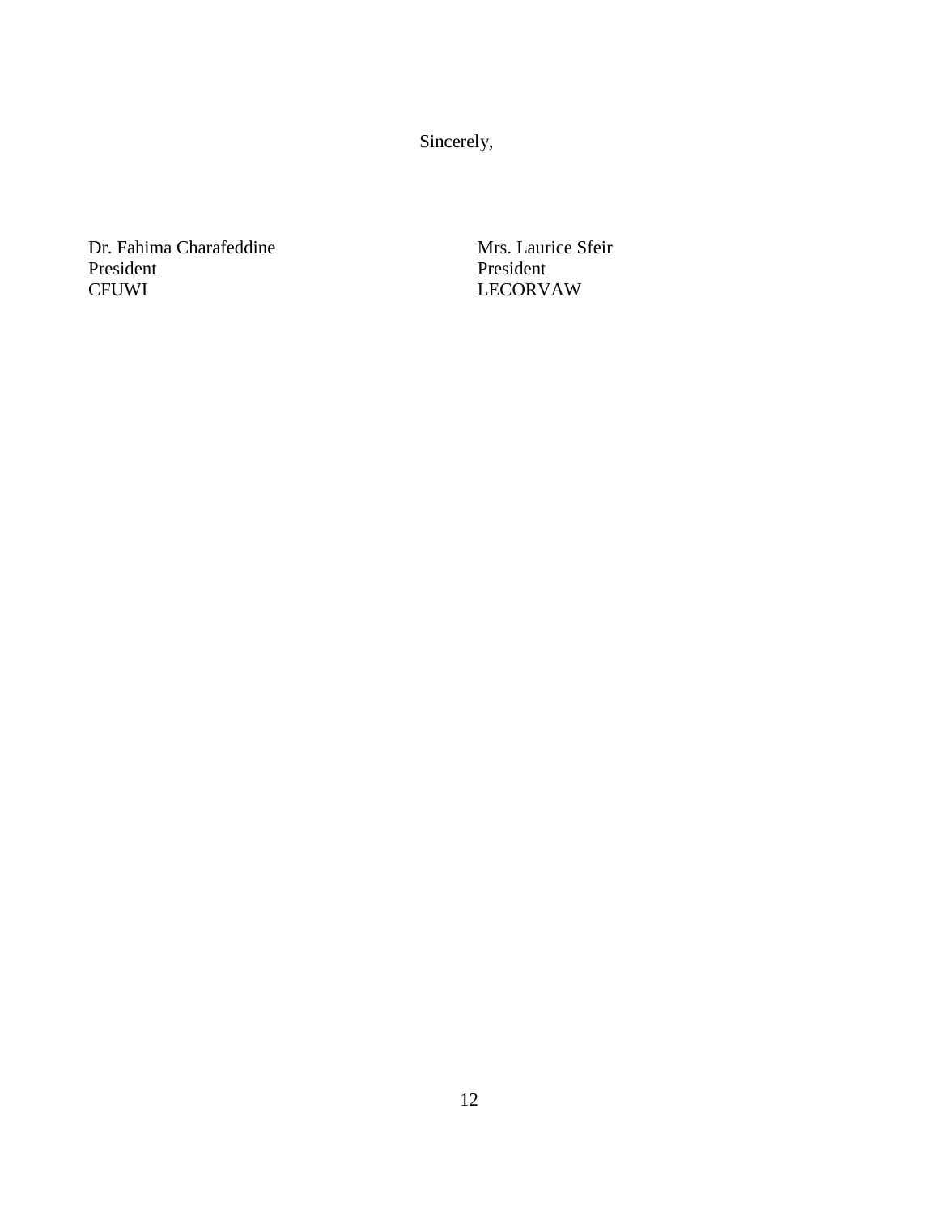Sincerely,

| | |
|---|---|
| Dr. Fahima Charafeddine | Mrs. Laurice Sfeir |
| President | President |
| CFUWI | LECORVAW |